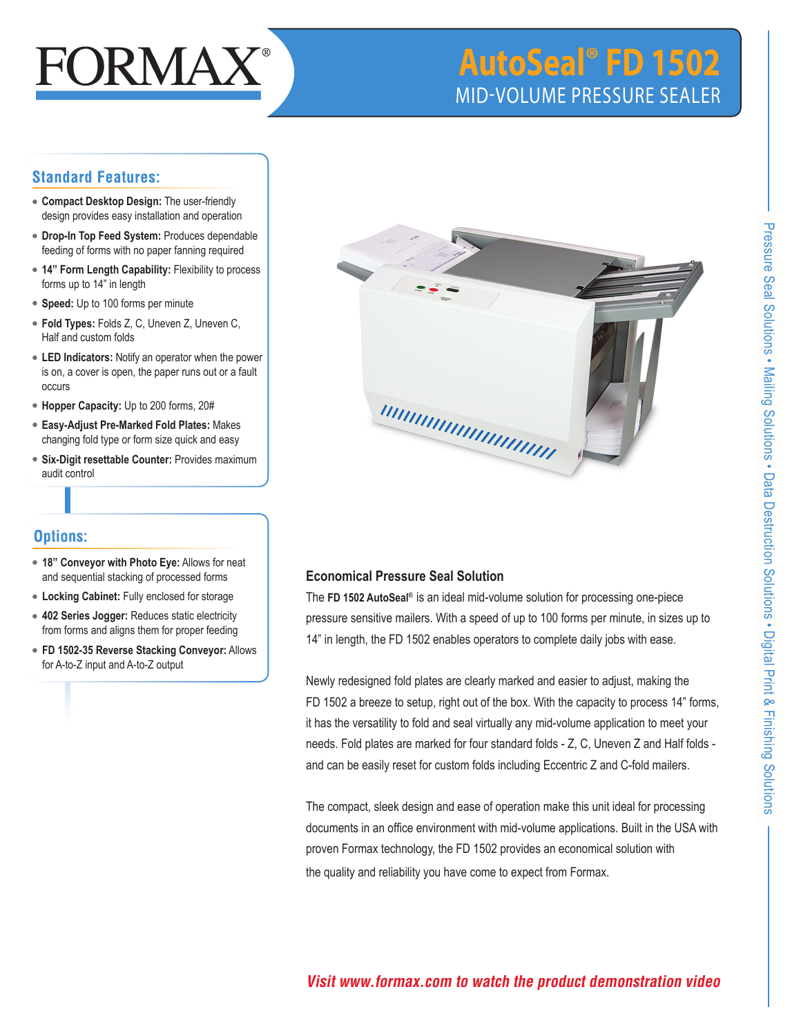# FORMAX®

# AutoSeal® FD 1502

## MID-VOLUME PRESSURE SEALER

### Standard Features:

- **Compact Desktop Design:** The user-friendly design provides easy installation and operation
- **Drop-In Top Feed System:** Produces dependable feeding of forms with no paper fanning required
- **14" Form Length Capability:** Flexibility to process forms up to 14" in length
- **Speed:** Up to 100 forms per minute
- **Fold Types:** Folds Z, C, Uneven Z, Uneven C, Half and custom folds
- **LED Indicators:** Notify an operator when the power is on, a cover is open, the paper runs out or a fault occurs
- **Hopper Capacity:** Up to 200 forms, 20#
- **Easy-Adjust Pre-Marked Fold Plates:** Makes changing fold type or form size quick and easy
- **Six-Digit resettable Counter:** Provides maximum audit control

### Options:

- **18" Conveyor with Photo Eye:** Allows for neat and sequential stacking of processed forms
- **Locking Cabinet:** Fully enclosed for storage
- **402 Series Jogger:** Reduces static electricity from forms and aligns them for proper feeding
- **FD 1502-35 Reverse Stacking Conveyor:** Allows for A-to-Z input and A-to-Z output

### Economical Pressure Seal Solution

The **FD 1502 AutoSeal®** is an ideal mid-volume solution for processing one-piece pressure sensitive mailers. With a speed of up to 100 forms per minute, in sizes up to 14" in length, the FD 1502 enables operators to complete daily jobs with ease.

Newly redesigned fold plates are clearly marked and easier to adjust, making the FD 1502 a breeze to setup, right out of the box. With the capacity to process 14" forms, it has the versatility to fold and seal virtually any mid-volume application to meet your needs. Fold plates are marked for four standard folds - Z, C, Uneven Z and Half folds - and can be easily reset for custom folds including Eccentric Z and C-fold mailers.

The compact, sleek design and ease of operation make this unit ideal for processing documents in an office environment with mid-volume applications. Built in the USA with proven Formax technology, the FD 1502 provides an economical solution with the quality and reliability you have come to expect from Formax.

*Visit www.formax.com to watch the product demonstration video*

Pressure Seal Solutions • Mailing Solutions • Data Destruction Solutions • Digital Print & Finishing Solutions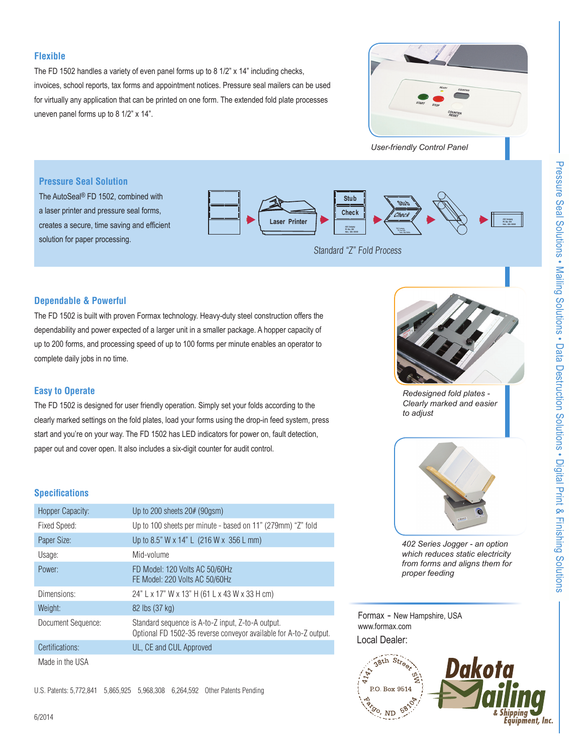## Flexible

The FD 1502 handles a variety of even panel forms up to 8 1/2" x 14" including checks, invoices, school reports, tax forms and appointment notices. Pressure seal mailers can be used for virtually any application that can be printed on one form. The extended fold plate processes uneven panel forms up to 8 1/2" x 14".

*User-friendly Control Panel*

## Pressure Seal Solution

The AutoSeal® FD 1502, combined with a laser printer and pressure seal forms, creates a secure, time saving and efficient solution for paper processing.

Laser Printer

Stub

Check

*Standard "Z" Fold Process*

## Dependable & Powerful

The FD 1502 is built with proven Formax technology. Heavy-duty steel construction offers the dependability and power expected of a larger unit in a smaller package. A hopper capacity of up to 200 forms, and processing speed of up to 100 forms per minute enables an operator to complete daily jobs in no time.

*Redesigned fold plates - Clearly marked and easier to adjust*

## Easy to Operate

The FD 1502 is designed for user friendly operation. Simply set your folds according to the clearly marked settings on the fold plates, load your forms using the drop-in feed system, press start and you're on your way. The FD 1502 has LED indicators for power on, fault detection, paper out and cover open. It also includes a six-digit counter for audit control.

*402 Series Jogger - an option which reduces static electricity from forms and aligns them for proper feeding*

## Specifications

| | |
|---|---|
| Hopper Capacity: | Up to 200 sheets 20# (90gsm) |
| Fixed Speed: | Up to 100 sheets per minute - based on 11" (279mm) "Z" fold |
| Paper Size: | Up to 8.5" W x 14" L (216 W x 356 L mm) |
| Usage: | Mid-volume |
| Power: | FD Model: 120 Volts AC 50/60Hz<br>FE Model: 220 Volts AC 50/60Hz |
| Dimensions: | 24" L x 17" W x 13" H (61 L x 43 W x 33 H cm) |
| Weight: | 82 lbs (37 kg) |
| Document Sequence: | Standard sequence is A-to-Z input, Z-to-A output.<br>Optional FD 1502-35 reverse conveyor available for A-to-Z output. |
| Certifications: | UL, CE and CUL Approved |
| Made in the USA | |

U.S. Patents: 5,772,841 5,865,925 5,968,308 6,264,592 Other Patents Pending

6/2014

Formax - New Hampshire, USA
www.formax.com

Local Dealer:

4141 38th Street SW
P.O. Box 9514
Fargo, ND 58104

Dakota Mailing & Shipping Equipment, Inc.

Pressure Seal Solutions • Mailing Solutions • Data Destruction Solutions • Digital Print & Finishing Solutions